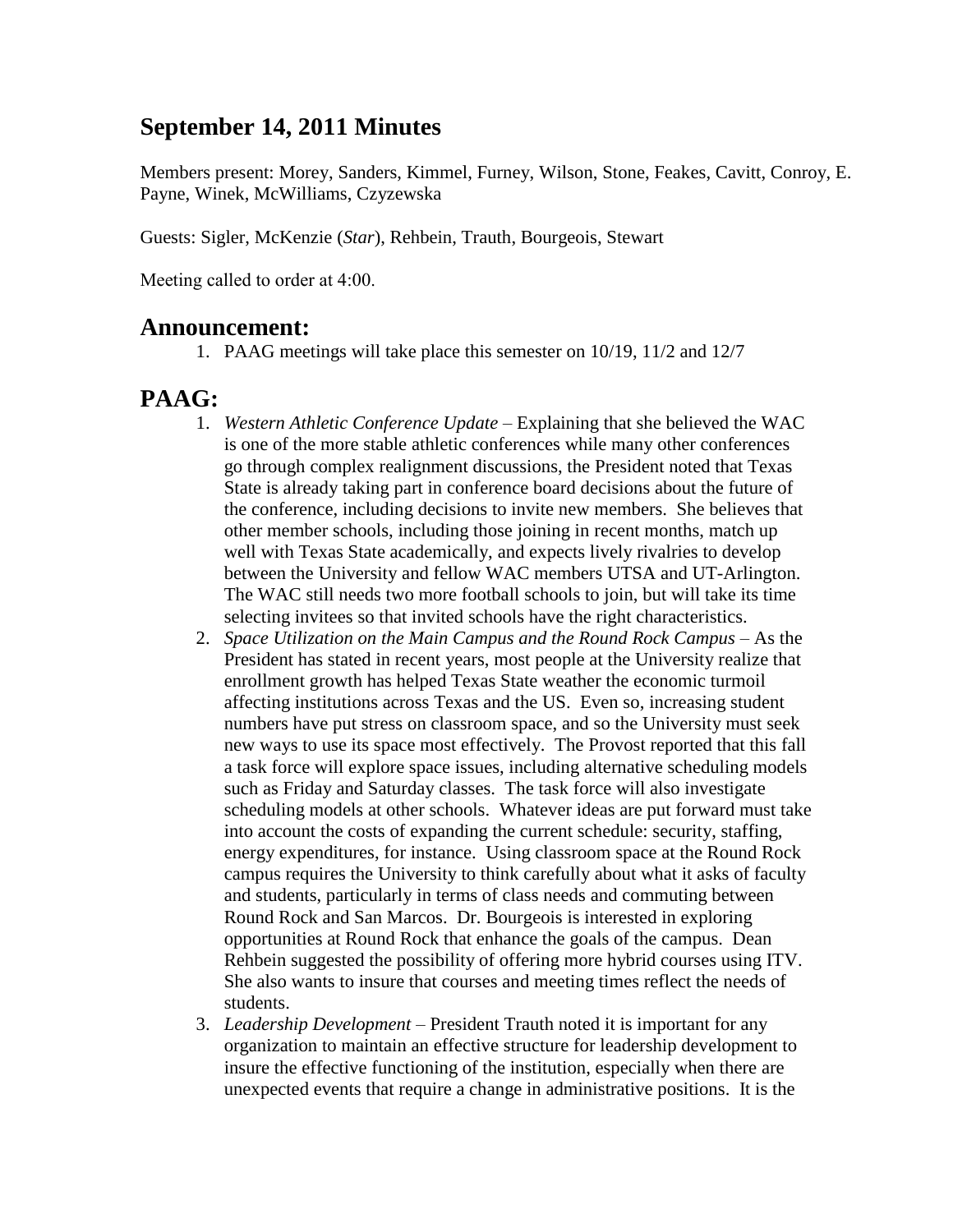## September 14, 2011 Minutes

Members present: Morey, Sanders, Kimmel, Furney, Wilson, Stone, Feakes, Cavitt, Conroy, E. Payne, Winek, McWilliams, Czyzewska

Guests: Sigler, McKenzie (*Star*), Rehbein, Trauth, Bourgeois, Stewart

Meeting called to order at 4:00.

# Announcement:

1. PAAG meetings will take place this semester on 10/19, 11/2 and 12/7

# PAAG:

1. *Western Athletic Conference Update* – Explaining that she believed the WAC is one of the more stable athletic conferences while many other conferences go through complex realignment discussions, the President noted that Texas State is already taking part in conference board decisions about the future of the conference, including decisions to invite new members. She believes that other member schools, including those joining in recent months, match up well with Texas State academically, and expects lively rivalries to develop between the University and fellow WAC members UTSA and UT-Arlington. The WAC still needs two more football schools to join, but will take its time selecting invitees so that invited schools have the right characteristics.
2. *Space Utilization on the Main Campus and the Round Rock Campus* – As the President has stated in recent years, most people at the University realize that enrollment growth has helped Texas State weather the economic turmoil affecting institutions across Texas and the US. Even so, increasing student numbers have put stress on classroom space, and so the University must seek new ways to use its space most effectively. The Provost reported that this fall a task force will explore space issues, including alternative scheduling models such as Friday and Saturday classes. The task force will also investigate scheduling models at other schools. Whatever ideas are put forward must take into account the costs of expanding the current schedule: security, staffing, energy expenditures, for instance. Using classroom space at the Round Rock campus requires the University to think carefully about what it asks of faculty and students, particularly in terms of class needs and commuting between Round Rock and San Marcos. Dr. Bourgeois is interested in exploring opportunities at Round Rock that enhance the goals of the campus. Dean Rehbein suggested the possibility of offering more hybrid courses using ITV. She also wants to insure that courses and meeting times reflect the needs of students.
3. *Leadership Development* – President Trauth noted it is important for any organization to maintain an effective structure for leadership development to insure the effective functioning of the institution, especially when there are unexpected events that require a change in administrative positions. It is the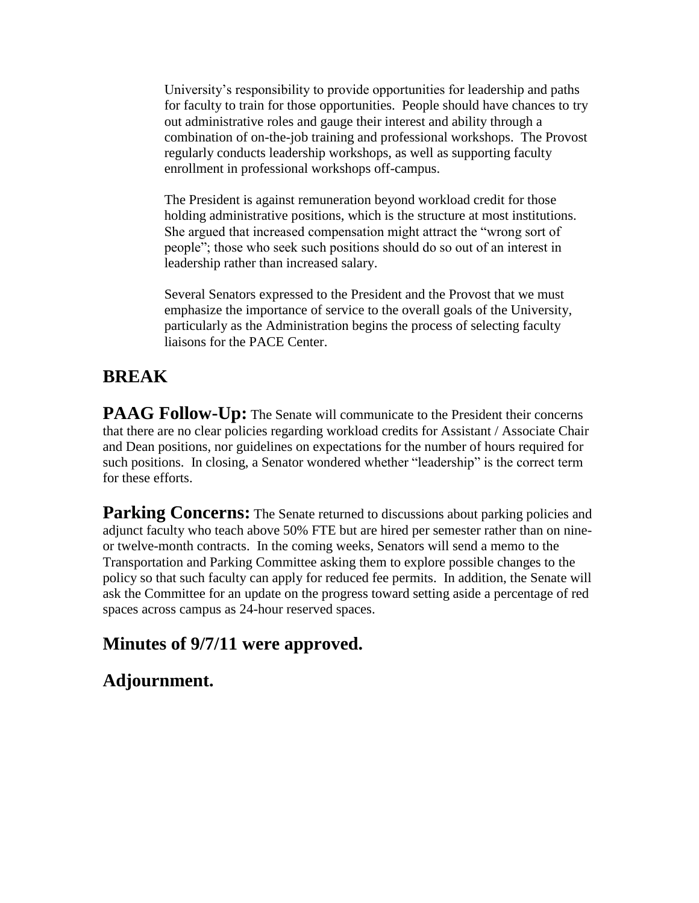University's responsibility to provide opportunities for leadership and paths for faculty to train for those opportunities. People should have chances to try out administrative roles and gauge their interest and ability through a combination of on-the-job training and professional workshops. The Provost regularly conducts leadership workshops, as well as supporting faculty enrollment in professional workshops off-campus.

The President is against remuneration beyond workload credit for those holding administrative positions, which is the structure at most institutions. She argued that increased compensation might attract the "wrong sort of people"; those who seek such positions should do so out of an interest in leadership rather than increased salary.

Several Senators expressed to the President and the Provost that we must emphasize the importance of service to the overall goals of the University, particularly as the Administration begins the process of selecting faculty liaisons for the PACE Center.

## BREAK

**PAAG Follow-Up:** The Senate will communicate to the President their concerns that there are no clear policies regarding workload credits for Assistant / Associate Chair and Dean positions, nor guidelines on expectations for the number of hours required for such positions. In closing, a Senator wondered whether "leadership" is the correct term for these efforts.

**Parking Concerns:** The Senate returned to discussions about parking policies and adjunct faculty who teach above 50% FTE but are hired per semester rather than on nine- or twelve-month contracts. In the coming weeks, Senators will send a memo to the Transportation and Parking Committee asking them to explore possible changes to the policy so that such faculty can apply for reduced fee permits. In addition, the Senate will ask the Committee for an update on the progress toward setting aside a percentage of red spaces across campus as 24-hour reserved spaces.

## Minutes of 9/7/11 were approved.

## Adjournment.